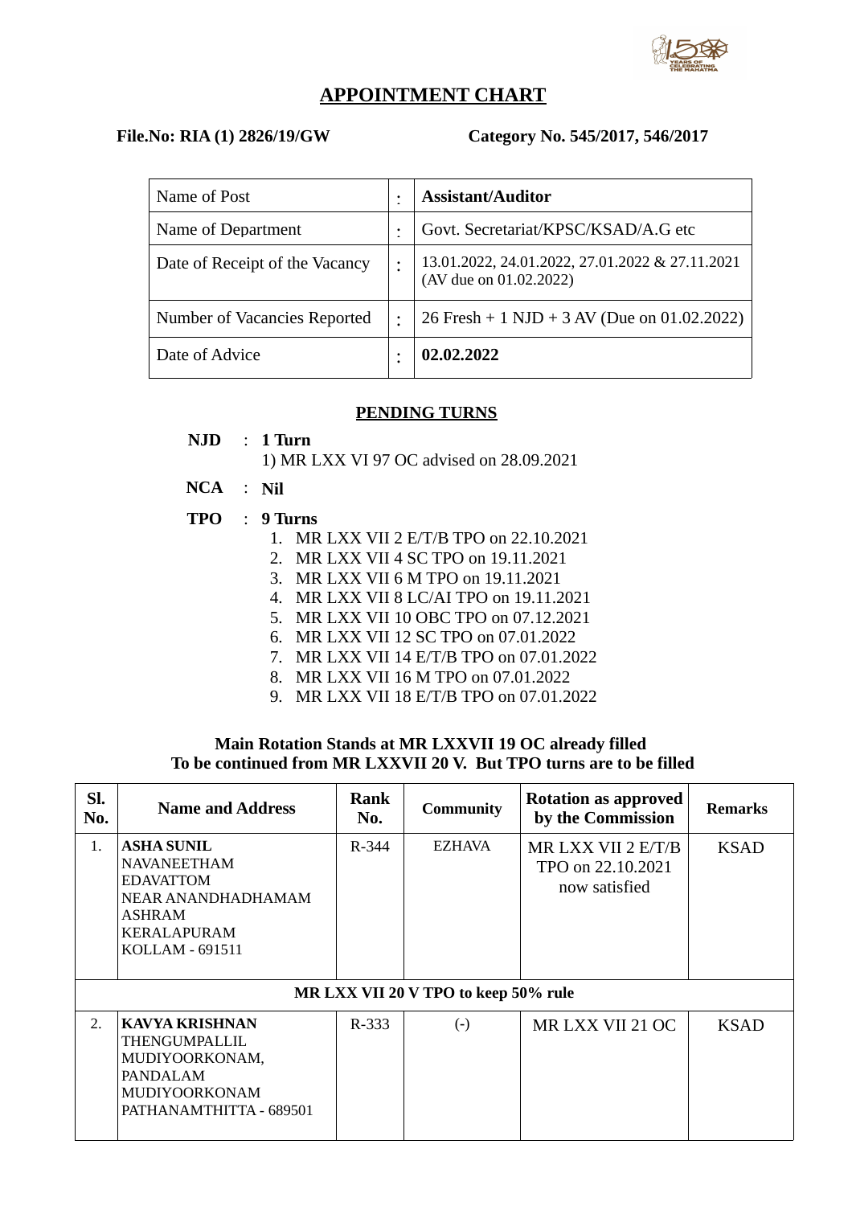# APPOINTMENT CHART

**File.No: RIA (1) 2826/19/GW** **Category No. 545/2017, 546/2017**

| Name of Post | : | **Assistant/Auditor** |
|---|---|---|
| Name of Department | : | Govt. Secretariat/KPSC/KSAD/A.G etc |
| Date of Receipt of the Vacancy | : | 13.01.2022, 24.01.2022, 27.01.2022 & 27.11.2021 (AV due on 01.02.2022) |
| Number of Vacancies Reported | : | 26 Fresh + 1 NJD + 3 AV (Due on 01.02.2022) |
| Date of Advice | : | **02.02.2022** |

## PENDING TURNS

**NJD** : **1 Turn**
1) MR LXX VI 97 OC advised on 28.09.2021

**NCA** : **Nil**

**TPO** : **9 Turns**

1. MR LXX VII 2 E/T/B TPO on 22.10.2021
2. MR LXX VII 4 SC TPO on 19.11.2021
3. MR LXX VII 6 M TPO on 19.11.2021
4. MR LXX VII 8 LC/AI TPO on 19.11.2021
5. MR LXX VII 10 OBC TPO on 07.12.2021
6. MR LXX VII 12 SC TPO on 07.01.2022
7. MR LXX VII 14 E/T/B TPO on 07.01.2022
8. MR LXX VII 16 M TPO on 07.01.2022
9. MR LXX VII 18 E/T/B TPO on 07.01.2022

**Main Rotation Stands at MR LXXVII 19 OC already filled**
**To be continued from MR LXXVII 20 V. But TPO turns are to be filled**

| Sl. No. | Name and Address | Rank No. | Community | Rotation as approved by the Commission | Remarks |
|---|---|---|---|---|---|
| 1. | **ASHA SUNIL** NAVANEETHAM EDAVATTOM NEAR ANANDHADHAMAM ASHRAM KERALAPURAM KOLLAM - 691511 | R-344 | EZHAVA | MR LXX VII 2 E/T/B TPO on 22.10.2021 now satisfied | KSAD |
| | **MR LXX VII 20 V TPO to keep 50% rule** | | | | |
| 2. | **KAVYA KRISHNAN** THENGUMPALLIL MUDIYOORKONAM, PANDALAM MUDIYOORKONAM PATHANAMTHITTA - 689501 | R-333 | (-) | MR LXX VII 21 OC | KSAD |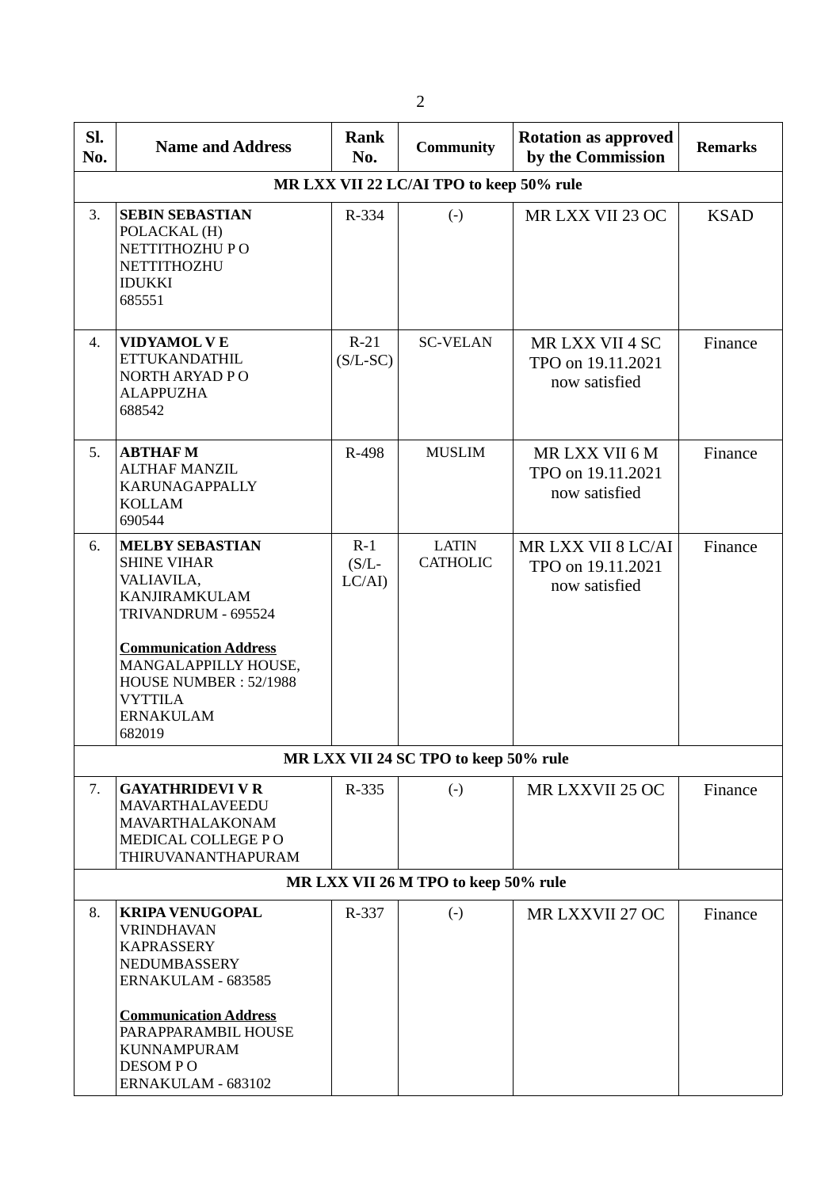| Sl. No. | Name and Address | Rank No. | Community | Rotation as approved by the Commission | Remarks |
|---|---|---|---|---|---|
| | **MR LXX VII 22 LC/AI TPO to keep 50% rule** | | | | |
| 3. | **SEBIN SEBASTIAN**<br>POLACKAL (H)<br>NETTITHOZHU P O<br>NETTITHOZHU<br>IDUKKI<br>685551 | R-334 | (-) | MR LXX VII 23 OC | KSAD |
| 4. | **VIDYAMOL V E**<br>ETTUKANDATHIL<br>NORTH ARYAD P O<br>ALAPPUZHA<br>688542 | R-21 (S/L-SC) | SC-VELAN | MR LXX VII 4 SC TPO on 19.11.2021 now satisfied | Finance |
| 5. | **ABTHAF M**<br>ALTHAF MANZIL<br>KARUNAGAPPALLY<br>KOLLAM<br>690544 | R-498 | MUSLIM | MR LXX VII 6 M TPO on 19.11.2021 now satisfied | Finance |
| 6. | **MELBY SEBASTIAN**<br>SHINE VIHAR<br>VALIAVILA,<br>KANJIRAMKULAM<br>TRIVANDRUM - 695524<br><br>**Communication Address**<br>MANGALAPPILLY HOUSE,<br>HOUSE NUMBER : 52/1988<br>VYTTILA<br>ERNAKULAM<br>682019 | R-1 (S/L-LC/AI) | LATIN CATHOLIC | MR LXX VII 8 LC/AI TPO on 19.11.2021 now satisfied | Finance |
| | **MR LXX VII 24 SC TPO to keep 50% rule** | | | | |
| 7. | **GAYATHRIDEVI V R**<br>MAVARTHALAVEEDU<br>MAVARTHALAKONAM<br>MEDICAL COLLEGE P O<br>THIRUVANANTHAPURAM | R-335 | (-) | MR LXXVII 25 OC | Finance |
| | **MR LXX VII 26 M TPO to keep 50% rule** | | | | |
| 8. | **KRIPA VENUGOPAL**<br>VRINDHAVAN<br>KAPRASSERY<br>NEDUMBASSERY<br>ERNAKULAM - 683585<br><br>**Communication Address**<br>PARAPPARAMBIL HOUSE<br>KUNNAMPURAM<br>DESOM P O<br>ERNAKULAM - 683102 | R-337 | (-) | MR LXXVII 27 OC | Finance |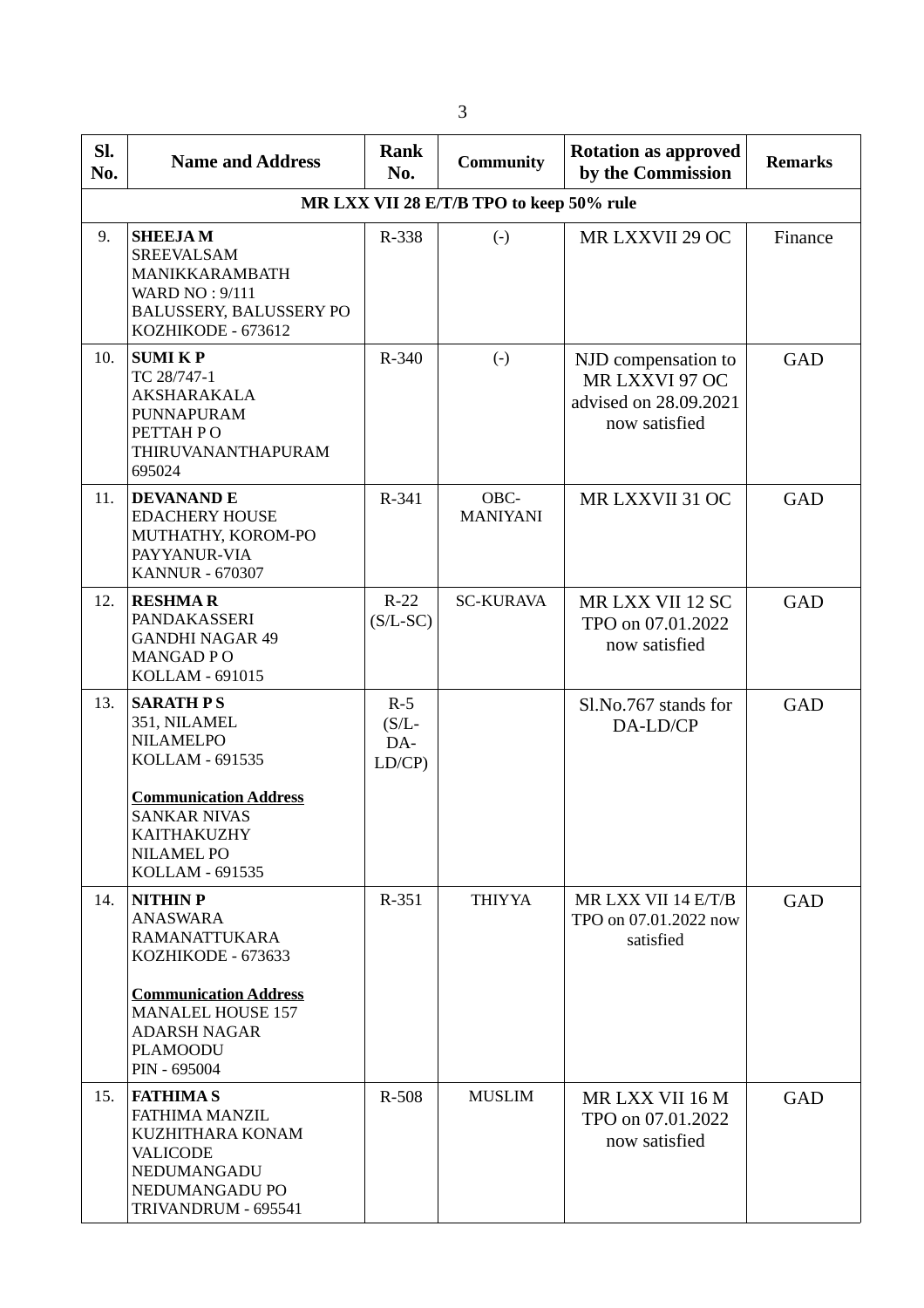| Sl. No. | Name and Address | Rank No. | Community | Rotation as approved by the Commission | Remarks |
|---|---|---|---|---|---|
| **MR LXX VII 28 E/T/B TPO to keep 50% rule** | | | | | |
| 9. | **SHEEJA M**<br>SREEVALSAM<br>MANIKKARAMBATH<br>WARD NO : 9/111<br>BALUSSERY, BALUSSERY PO<br>KOZHIKODE - 673612 | R-338 | (-) | MR LXXVII 29 OC | Finance |
| 10. | **SUMI K P**<br>TC 28/747-1<br>AKSHARAKALA<br>PUNNAPURAM<br>PETTAH P O<br>THIRUVANANTHAPURAM<br>695024 | R-340 | (-) | NJD compensation to MR LXXVI 97 OC advised on 28.09.2021 now satisfied | GAD |
| 11. | **DEVANAND E**<br>EDACHERY HOUSE<br>MUTHATHY, KOROM-PO<br>PAYYANUR-VIA<br>KANNUR - 670307 | R-341 | OBC-MANIYANI | MR LXXVII 31 OC | GAD |
| 12. | **RESHMA R**<br>PANDAKASSERI<br>GANDHI NAGAR 49<br>MANGAD P O<br>KOLLAM - 691015 | R-22 (S/L-SC) | SC-KURAVA | MR LXX VII 12 SC TPO on 07.01.2022 now satisfied | GAD |
| 13. | **SARATH P S**<br>351, NILAMEL<br>NILAMELPO<br>KOLLAM - 691535<br><br>**Communication Address**<br>SANKAR NIVAS<br>KAITHAKUZHY<br>NILAMEL PO<br>KOLLAM - 691535 | R-5 (S/L-DA-LD/CP) | | Sl.No.767 stands for DA-LD/CP | GAD |
| 14. | **NITHIN P**<br>ANASWARA<br>RAMANATTUKARA<br>KOZHIKODE - 673633<br><br>**Communication Address**<br>MANALEL HOUSE 157<br>ADARSH NAGAR<br>PLAMOODU<br>PIN - 695004 | R-351 | THIYYA | MR LXX VII 14 E/T/B TPO on 07.01.2022 now satisfied | GAD |
| 15. | **FATHIMA S**<br>FATHIMA MANZIL<br>KUZHITHARA KONAM<br>VALICODE<br>NEDUMANGADU<br>NEDUMANGADU PO<br>TRIVANDRUM - 695541 | R-508 | MUSLIM | MR LXX VII 16 M TPO on 07.01.2022 now satisfied | GAD |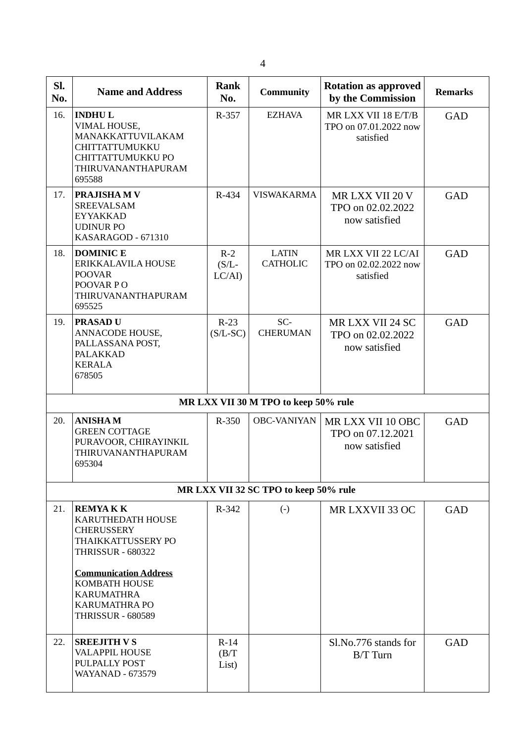| Sl. No. | Name and Address | Rank No. | Community | Rotation as approved by the Commission | Remarks |
|---|---|---|---|---|---|
| 16. | **INDHU L**<br>VIMAL HOUSE,<br>MANAKKATTUVILAKAM<br>CHITTATTUMUKKU<br>CHITTATTUMUKKU PO<br>THIRUVANANTHAPURAM<br>695588 | R-357 | EZHAVA | MR LXX VII 18 E/T/B TPO on 07.01.2022 now satisfied | GAD |
| 17. | **PRAJISHA M V**<br>SREEVALSAM<br>EYYAKKAD<br>UDINUR PO<br>KASARAGOD - 671310 | R-434 | VISWAKARMA | MR LXX VII 20 V TPO on 02.02.2022 now satisfied | GAD |
| 18. | **DOMINIC E**<br>ERIKKALAVILA HOUSE<br>POOVAR<br>POOVAR P O<br>THIRUVANANTHAPURAM<br>695525 | R-2 (S/L-LC/AI) | LATIN CATHOLIC | MR LXX VII 22 LC/AI TPO on 02.02.2022 now satisfied | GAD |
| 19. | **PRASAD U**<br>ANNACODE HOUSE,<br>PALLASSANA POST,<br>PALAKKAD<br>KERALA<br>678505 | R-23 (S/L-SC) | SC-CHERUMAN | MR LXX VII 24 SC TPO on 02.02.2022 now satisfied | GAD |
| | **MR LXX VII 30 M TPO to keep 50% rule** | | | | |
| 20. | **ANISHA M**<br>GREEN COTTAGE<br>PURAVOOR, CHIRAYINKIL<br>THIRUVANANTHAPURAM<br>695304 | R-350 | OBC-VANIYAN | MR LXX VII 10 OBC TPO on 07.12.2021 now satisfied | GAD |
| | **MR LXX VII 32 SC TPO to keep 50% rule** | | | | |
| 21. | **REMYA K K**<br>KARUTHEDATH HOUSE<br>CHERUSSERY<br>THAIKKATTUSSERY PO<br>THRISSUR - 680322<br><br>**Communication Address**<br>KOMBATH HOUSE<br>KARUMATHRA<br>KARUMATHRA PO<br>THRISSUR - 680589 | R-342 | (-) | MR LXXVII 33 OC | GAD |
| 22. | **SREEJITH V S**<br>VALAPPIL HOUSE<br>PULPALLY POST<br>WAYANAD - 673579 | R-14 (B/T List) | | Sl.No.776 stands for B/T Turn | GAD |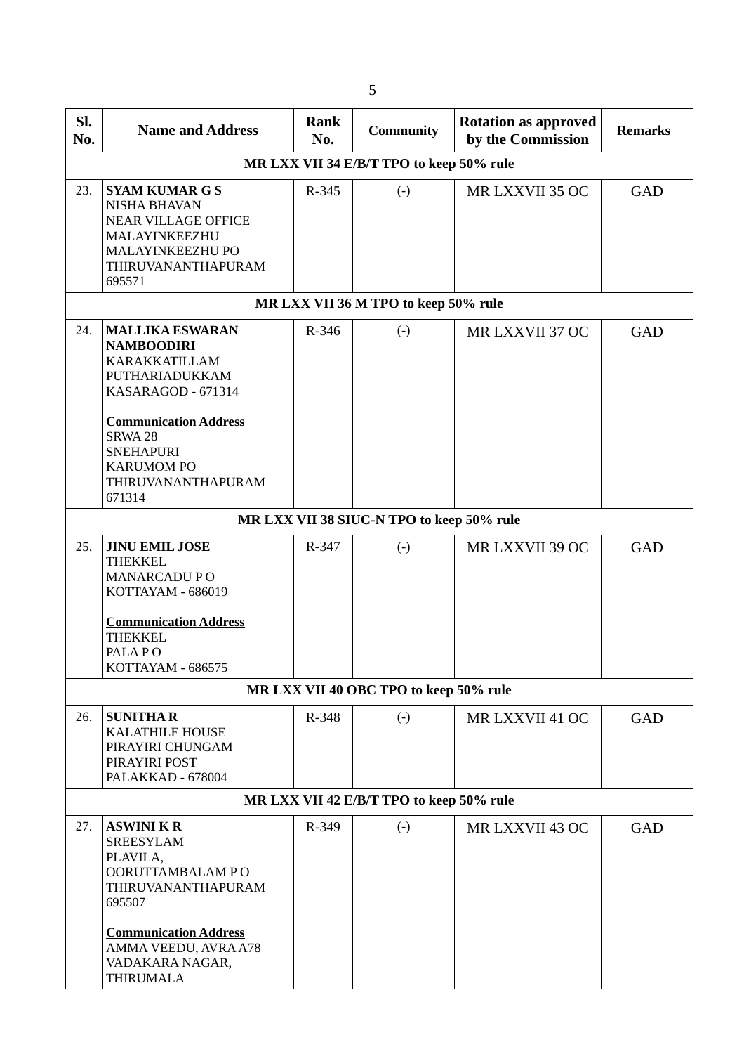| Sl. No. | Name and Address | Rank No. | Community | Rotation as approved by the Commission | Remarks |
|---|---|---|---|---|---|
| **MR LXX VII 34 E/B/T TPO to keep 50% rule** | | | | | |
| 23. | **SYAM KUMAR G S**<br>NISHA BHAVAN<br>NEAR VILLAGE OFFICE<br>MALAYINKEEZHU<br>MALAYINKEEZHU PO<br>THIRUVANANTHAPURAM<br>695571 | R-345 | (-) | MR LXXVII 35 OC | GAD |
| **MR LXX VII 36 M TPO to keep 50% rule** | | | | | |
| 24. | **MALLIKA ESWARAN NAMBOODIRI**<br>KARAKKATILLAM<br>PUTHARIADUKKAM<br>KASARAGOD - 671314<br><br>**Communication Address**<br>SRWA 28<br>SNEHAPURI<br>KARUMOM PO<br>THIRUVANANTHAPURAM<br>671314 | R-346 | (-) | MR LXXVII 37 OC | GAD |
| **MR LXX VII 38 SIUC-N TPO to keep 50% rule** | | | | | |
| 25. | **JINU EMIL JOSE**<br>THEKKEL<br>MANARCADU P O<br>KOTTAYAM - 686019<br><br>**Communication Address**<br>THEKKEL<br>PALA P O<br>KOTTAYAM - 686575 | R-347 | (-) | MR LXXVII 39 OC | GAD |
| **MR LXX VII 40 OBC TPO to keep 50% rule** | | | | | |
| 26. | **SUNITHA R**<br>KALATHILE HOUSE<br>PIRAYIRI CHUNGAM<br>PIRAYIRI POST<br>PALAKKAD - 678004 | R-348 | (-) | MR LXXVII 41 OC | GAD |
| **MR LXX VII 42 E/B/T TPO to keep 50% rule** | | | | | |
| 27. | **ASWINI K R**<br>SREESYLAM<br>PLAVILA,<br>OORUTTAMBALAM P O<br>THIRUVANANTHAPURAM<br>695507<br><br>**Communication Address**<br>AMMA VEEDU, AVRA A78<br>VADAKARA NAGAR,<br>THIRUMALA | R-349 | (-) | MR LXXVII 43 OC | GAD |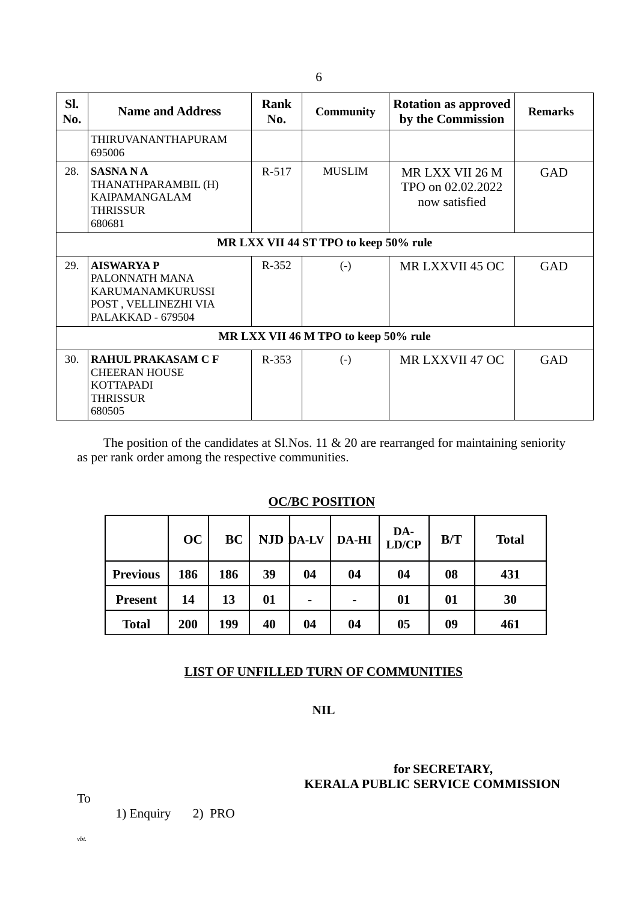| Sl. No. | Name and Address | Rank No. | Community | Rotation as approved by the Commission | Remarks |
|---|---|---|---|---|---|
| | THIRUVANANTHAPURAM 695006 | | | | |
| 28. | **SASNA N A** THANATHPARAMBIL (H) KAIPAMANGALAM THRISSUR 680681 | R-517 | MUSLIM | MR LXX VII 26 M TPO on 02.02.2022 now satisfied | GAD |
| **MR LXX VII 44 ST TPO to keep 50% rule** | | | | | |
| 29. | **AISWARYA P** PALONNATH MANA KARUMANAMKURUSSI POST , VELLINEZHI VIA PALAKKAD - 679504 | R-352 | (-) | MR LXXVII 45 OC | GAD |
| **MR LXX VII 46 M TPO to keep 50% rule** | | | | | |
| 30. | **RAHUL PRAKASAM C F** CHEERAN HOUSE KOTTAPADI THRISSUR 680505 | R-353 | (-) | MR LXXVII 47 OC | GAD |

The position of the candidates at Sl.Nos. 11 & 20 are rearranged for maintaining seniority as per rank order among the respective communities.

**OC/BC POSITION**

| | OC | BC | NJD | DA-LV | DA-HI | DA-LD/CP | B/T | Total |
|---|---|---|---|---|---|---|---|---|
| **Previous** | **186** | **186** | **39** | **04** | **04** | **04** | **08** | **431** |
| **Present** | **14** | **13** | **01** | **-** | **-** | **01** | **01** | **30** |
| **Total** | **200** | **199** | **40** | **04** | **04** | **05** | **09** | **461** |

**LIST OF UNFILLED TURN OF COMMUNITIES**

**NIL**

**for SECRETARY,**
**KERALA PUBLIC SERVICE COMMISSION**

To

1) Enquiry 2) PRO

*vbt.*